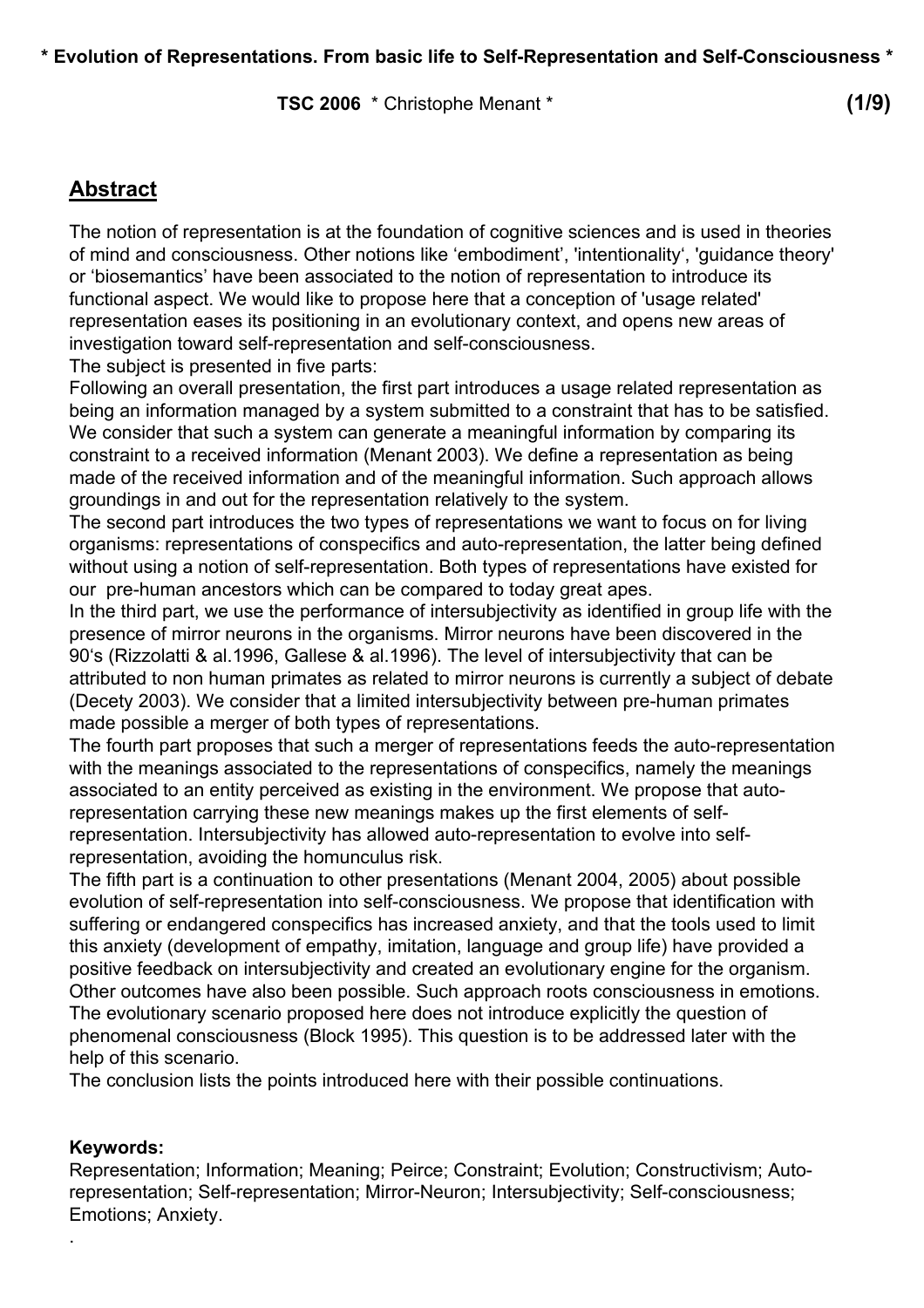# Evolution of Representations. From basic life to Self-Representation and Self-Consciousness

**TSC 2006** * Christophe Menant *

## Abstract

The notion of representation is at the foundation of cognitive sciences and is used in theories of mind and consciousness. Other notions like 'embodiment', 'intentionality', 'guidance theory' or 'biosemantics' have been associated to the notion of representation to introduce its functional aspect. We would like to propose here that a conception of 'usage related' representation eases its positioning in an evolutionary context, and opens new areas of investigation toward self-representation and self-consciousness.

The subject is presented in five parts:

Following an overall presentation, the first part introduces a usage related representation as being an information managed by a system submitted to a constraint that has to be satisfied. We consider that such a system can generate a meaningful information by comparing its constraint to a received information (Menant 2003). We define a representation as being made of the received information and of the meaningful information. Such approach allows groundings in and out for the representation relatively to the system.

The second part introduces the two types of representations we want to focus on for living organisms: representations of conspecifics and auto-representation, the latter being defined without using a notion of self-representation. Both types of representations have existed for our pre-human ancestors which can be compared to today great apes.

In the third part, we use the performance of intersubjectivity as identified in group life with the presence of mirror neurons in the organisms. Mirror neurons have been discovered in the 90's (Rizzolatti & al.1996, Gallese & al.1996). The level of intersubjectivity that can be attributed to non human primates as related to mirror neurons is currently a subject of debate (Decety 2003). We consider that a limited intersubjectivity between pre-human primates made possible a merger of both types of representations.

The fourth part proposes that such a merger of representations feeds the auto-representation with the meanings associated to the representations of conspecifics, namely the meanings associated to an entity perceived as existing in the environment. We propose that auto-representation carrying these new meanings makes up the first elements of self-representation. Intersubjectivity has allowed auto-representation to evolve into self-representation, avoiding the homunculus risk.

The fifth part is a continuation to other presentations (Menant 2004, 2005) about possible evolution of self-representation into self-consciousness. We propose that identification with suffering or endangered conspecifics has increased anxiety, and that the tools used to limit this anxiety (development of empathy, imitation, language and group life) have provided a positive feedback on intersubjectivity and created an evolutionary engine for the organism. Other outcomes have also been possible. Such approach roots consciousness in emotions. The evolutionary scenario proposed here does not introduce explicitly the question of phenomenal consciousness (Block 1995). This question is to be addressed later with the help of this scenario.

The conclusion lists the points introduced here with their possible continuations.

**Keywords:**

Representation; Information; Meaning; Peirce; Constraint; Evolution; Constructivism; Auto-representation; Self-representation; Mirror-Neuron; Intersubjectivity; Self-consciousness; Emotions; Anxiety.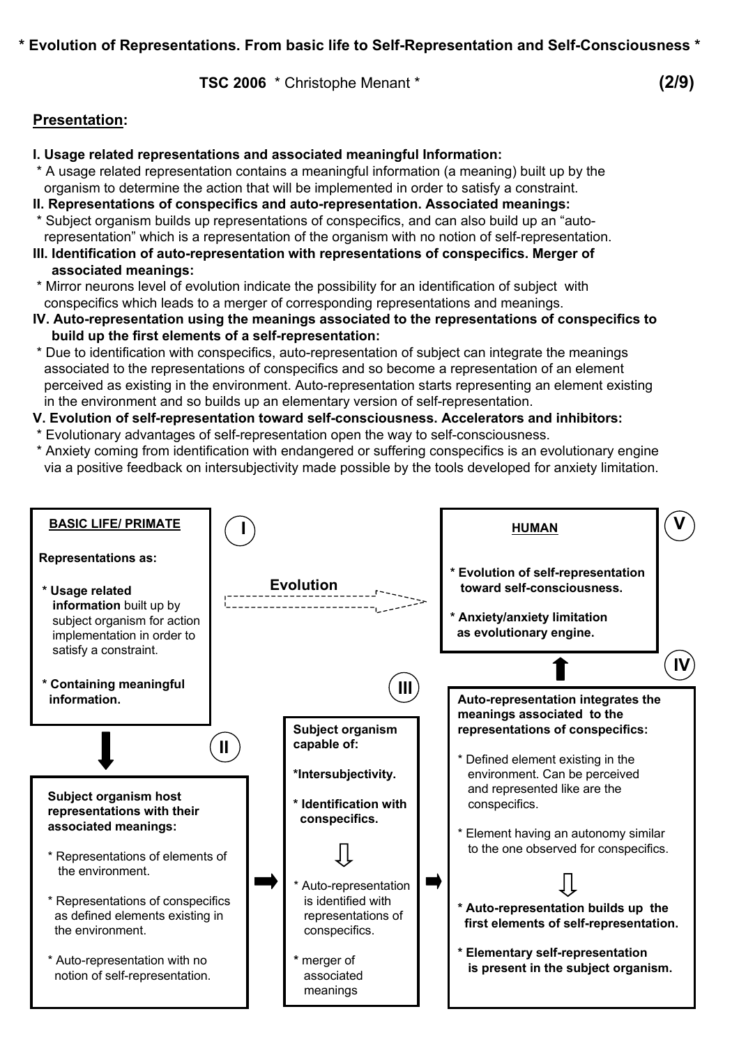**Presentation:**

**I. Usage related representations and associated meaningful Information:**

* A usage related representation contains a meaningful information (a meaning) built up by the organism to determine the action that will be implemented in order to satisfy a constraint.

**II. Representations of conspecifics and auto-representation. Associated meanings:**

* Subject organism builds up representations of conspecifics, and can also build up an "auto-representation" which is a representation of the organism with no notion of self-representation.

**III. Identification of auto-representation with representations of conspecifics. Merger of associated meanings:**

* Mirror neurons level of evolution indicate the possibility for an identification of subject with conspecifics which leads to a merger of corresponding representations and meanings.

**IV. Auto-representation using the meanings associated to the representations of conspecifics to build up the first elements of a self-representation:**

* Due to identification with conspecifics, auto-representation of subject can integrate the meanings associated to the representations of conspecifics and so become a representation of an element perceived as existing in the environment. Auto-representation starts representing an element existing in the environment and so builds up an elementary version of self-representation.

**V. Evolution of self-representation toward self-consciousness. Accelerators and inhibitors:**

* Evolutionary advantages of self-representation open the way to self-consciousness.
* Anxiety coming from identification with endangered or suffering conspecifics is an evolutionary engine via a positive feedback on intersubjectivity made possible by the tools developed for anxiety limitation.

**I — BASIC LIFE/ PRIMATE**

Representations as:

* **Usage related information** built up by subject organism for action implementation in order to satisfy a constraint.
* **Containing meaningful information.**

Evolution ⇢

**II — Subject organism host representations with their associated meanings:**

* Representations of elements of the environment.
* Representations of conspecifics as defined elements existing in the environment.
* Auto-representation with no notion of self-representation.

**III — Subject organism capable of:**

* Intersubjectivity.
* Identification with conspecifics.

⇩

* Auto-representation is identified with representations of conspecifics.
* merger of associated meanings

**IV — Auto-representation integrates the meanings associated to the representations of conspecifics:**

* Defined element existing in the environment. Can be perceived and represented like are the conspecifics.
* Element having an autonomy similar to the one observed for conspecifics.

⇩

* **Auto-representation builds up the first elements of self-representation.**
* **Elementary self-representation is present in the subject organism.**

**V — HUMAN**

* **Evolution of self-representation toward self-consciousness.**
* **Anxiety/anxiety limitation as evolutionary engine.**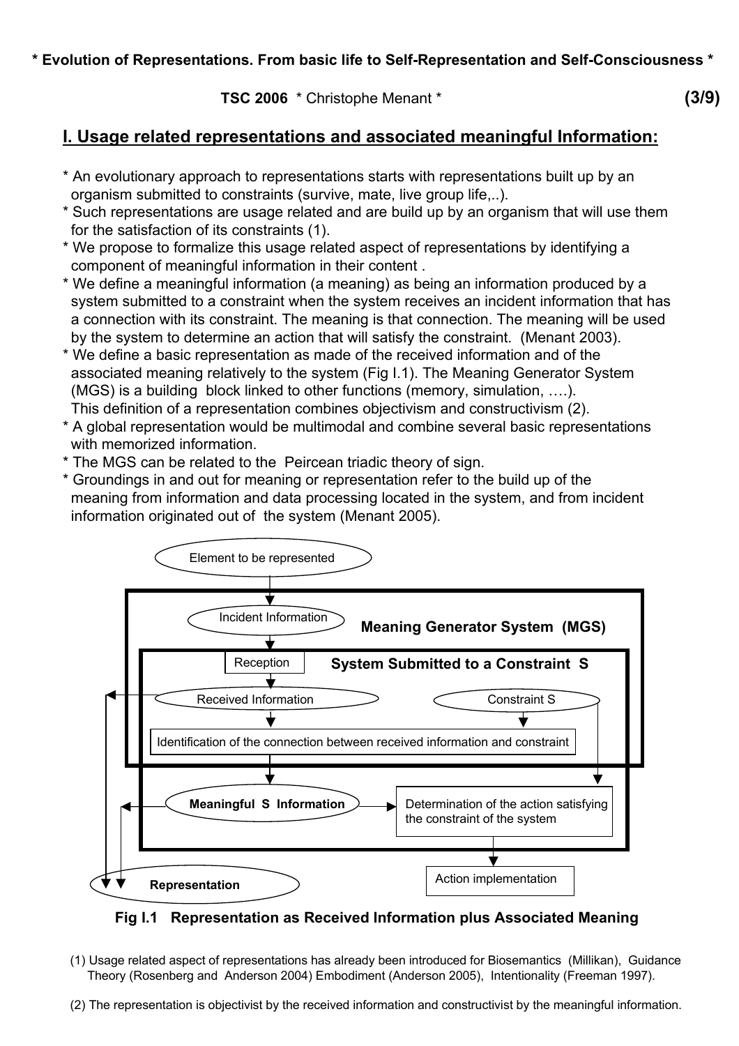## I. Usage related representations and associated meaningful Information:

* An evolutionary approach to representations starts with representations built up by an organism submitted to constraints (survive, mate, live group life,..).
* Such representations are usage related and are build up by an organism that will use them for the satisfaction of its constraints (1).
* We propose to formalize this usage related aspect of representations by identifying a component of meaningful information in their content .
* We define a meaningful information (a meaning) as being an information produced by a system submitted to a constraint when the system receives an incident information that has a connection with its constraint. The meaning is that connection. The meaning will be used by the system to determine an action that will satisfy the constraint. (Menant 2003).
* We define a basic representation as made of the received information and of the associated meaning relatively to the system (Fig I.1). The Meaning Generator System (MGS) is a building block linked to other functions (memory, simulation, ….). This definition of a representation combines objectivism and constructivism (2).
* A global representation would be multimodal and combine several basic representations with memorized information.
* The MGS can be related to the Peircean triadic theory of sign.
* Groundings in and out for meaning or representation refer to the build up of the meaning from information and data processing located in the system, and from incident information originated out of the system (Menant 2005).

Element to be represented → Incident Information → **Meaning Generator System (MGS)** [**System Submitted to a Constraint S**: Reception → Received Information; Constraint S → Identification of the connection between received information and constraint] → **Meaningful S Information** → Determination of the action satisfying the constraint of the system → Action implementation; Received Information + Meaningful S Information → **Representation**

**Fig I.1 Representation as Received Information plus Associated Meaning**

(1) Usage related aspect of representations has already been introduced for Biosemantics (Millikan), Guidance Theory (Rosenberg and Anderson 2004) Embodiment (Anderson 2005), Intentionality (Freeman 1997).

(2) The representation is objectivist by the received information and constructivist by the meaningful information.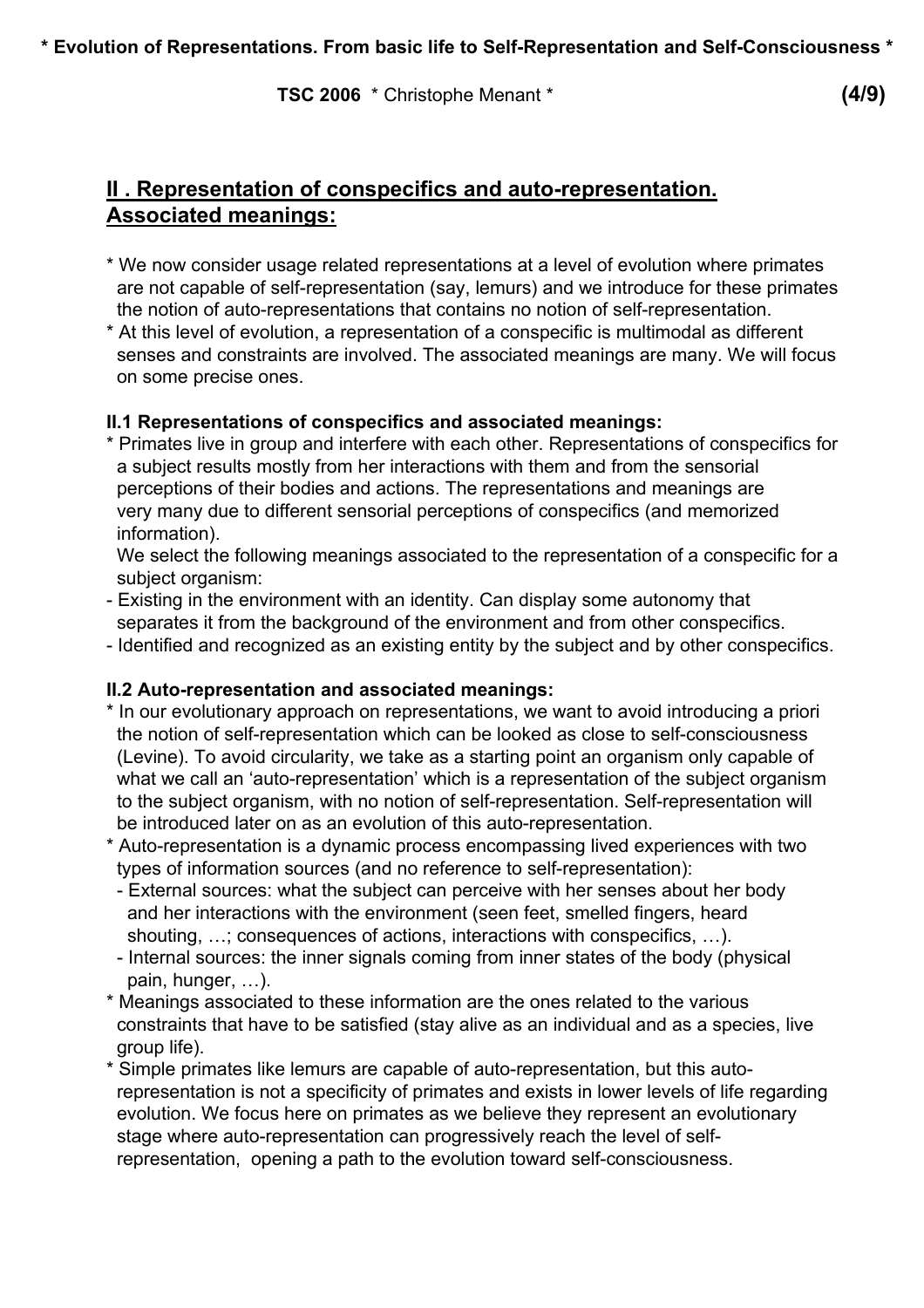## II . Representation of conspecifics and auto-representation. Associated meanings:

* We now consider usage related representations at a level of evolution where primates are not capable of self-representation (say, lemurs) and we introduce for these primates the notion of auto-representations that contains no notion of self-representation.
* At this level of evolution, a representation of a conspecific is multimodal as different senses and constraints are involved. The associated meanings are many. We will focus on some precise ones.

### II.1 Representations of conspecifics and associated meanings:

* Primates live in group and interfere with each other. Representations of conspecifics for a subject results mostly from her interactions with them and from the sensorial perceptions of their bodies and actions. The representations and meanings are very many due to different sensorial perceptions of conspecifics (and memorized information).
  We select the following meanings associated to the representation of a conspecific for a subject organism:
- Existing in the environment with an identity. Can display some autonomy that separates it from the background of the environment and from other conspecifics.
- Identified and recognized as an existing entity by the subject and by other conspecifics.

### II.2 Auto-representation and associated meanings:

* In our evolutionary approach on representations, we want to avoid introducing a priori the notion of self-representation which can be looked as close to self-consciousness (Levine). To avoid circularity, we take as a starting point an organism only capable of what we call an 'auto-representation' which is a representation of the subject organism to the subject organism, with no notion of self-representation. Self-representation will be introduced later on as an evolution of this auto-representation.
* Auto-representation is a dynamic process encompassing lived experiences with two types of information sources (and no reference to self-representation):
  - External sources: what the subject can perceive with her senses about her body and her interactions with the environment (seen feet, smelled fingers, heard shouting, …; consequences of actions, interactions with conspecifics, …).
  - Internal sources: the inner signals coming from inner states of the body (physical pain, hunger, …).
* Meanings associated to these information are the ones related to the various constraints that have to be satisfied (stay alive as an individual and as a species, live group life).
* Simple primates like lemurs are capable of auto-representation, but this auto-representation is not a specificity of primates and exists in lower levels of life regarding evolution. We focus here on primates as we believe they represent an evolutionary stage where auto-representation can progressively reach the level of self-representation, opening a path to the evolution toward self-consciousness.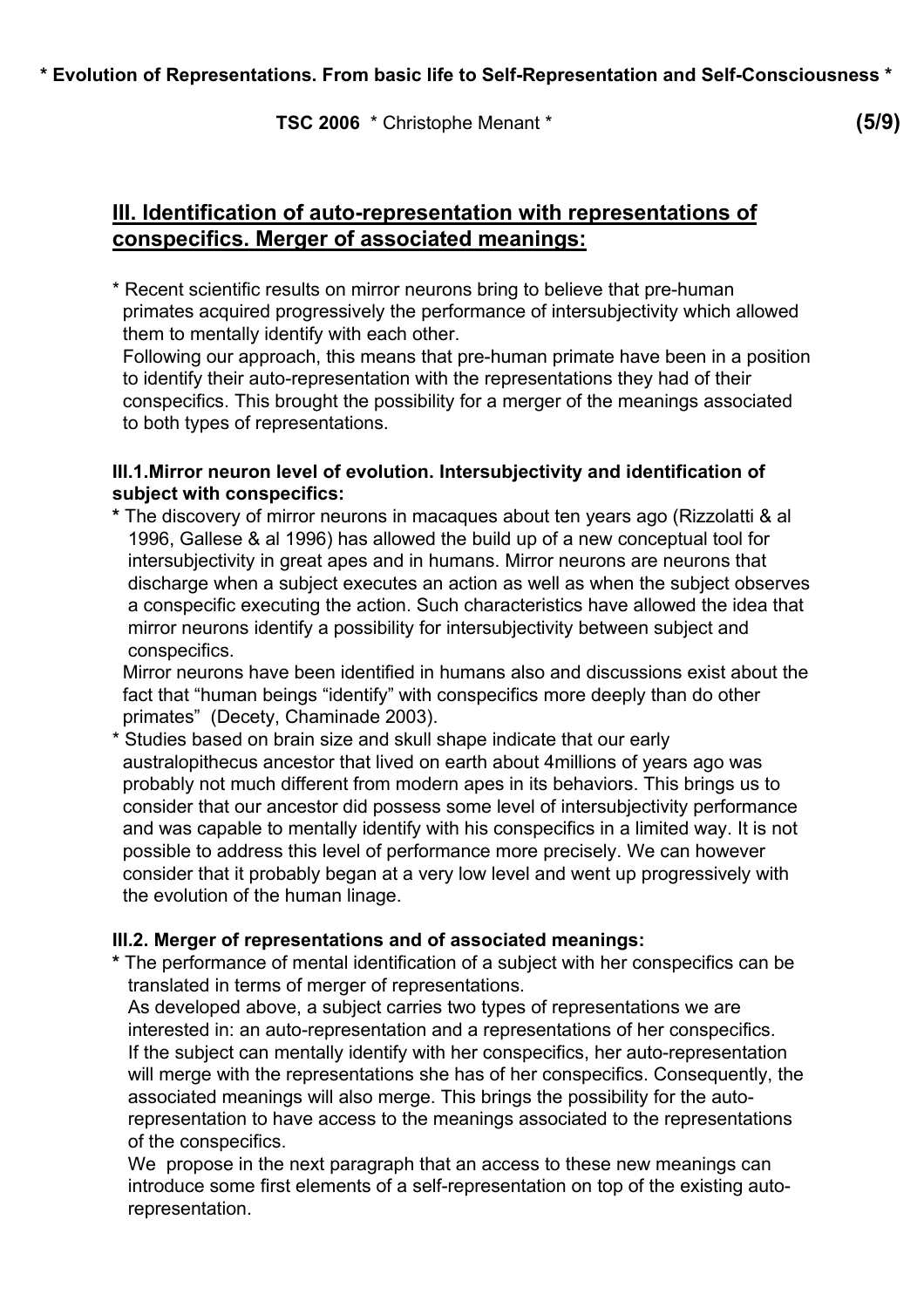## III. Identification of auto-representation with representations of conspecifics. Merger of associated meanings:

* Recent scientific results on mirror neurons bring to believe that pre-human primates acquired progressively the performance of intersubjectivity which allowed them to mentally identify with each other.
  Following our approach, this means that pre-human primate have been in a position to identify their auto-representation with the representations they had of their conspecifics. This brought the possibility for a merger of the meanings associated to both types of representations.

### III.1.Mirror neuron level of evolution. Intersubjectivity and identification of subject with conspecifics:

* The discovery of mirror neurons in macaques about ten years ago (Rizzolatti & al 1996, Gallese & al 1996) has allowed the build up of a new conceptual tool for intersubjectivity in great apes and in humans. Mirror neurons are neurons that discharge when a subject executes an action as well as when the subject observes a conspecific executing the action. Such characteristics have allowed the idea that mirror neurons identify a possibility for intersubjectivity between subject and conspecifics.
  Mirror neurons have been identified in humans also and discussions exist about the fact that "human beings "identify" with conspecifics more deeply than do other primates" (Decety, Chaminade 2003).
* Studies based on brain size and skull shape indicate that our early australopithecus ancestor that lived on earth about 4millions of years ago was probably not much different from modern apes in its behaviors. This brings us to consider that our ancestor did possess some level of intersubjectivity performance and was capable to mentally identify with his conspecifics in a limited way. It is not possible to address this level of performance more precisely. We can however consider that it probably began at a very low level and went up progressively with the evolution of the human linage.

### III.2. Merger of representations and of associated meanings:

* The performance of mental identification of a subject with her conspecifics can be translated in terms of merger of representations.
  As developed above, a subject carries two types of representations we are interested in: an auto-representation and a representations of her conspecifics.
  If the subject can mentally identify with her conspecifics, her auto-representation will merge with the representations she has of her conspecifics. Consequently, the associated meanings will also merge. This brings the possibility for the auto-representation to have access to the meanings associated to the representations of the conspecifics.
  We propose in the next paragraph that an access to these new meanings can introduce some first elements of a self-representation on top of the existing auto-representation.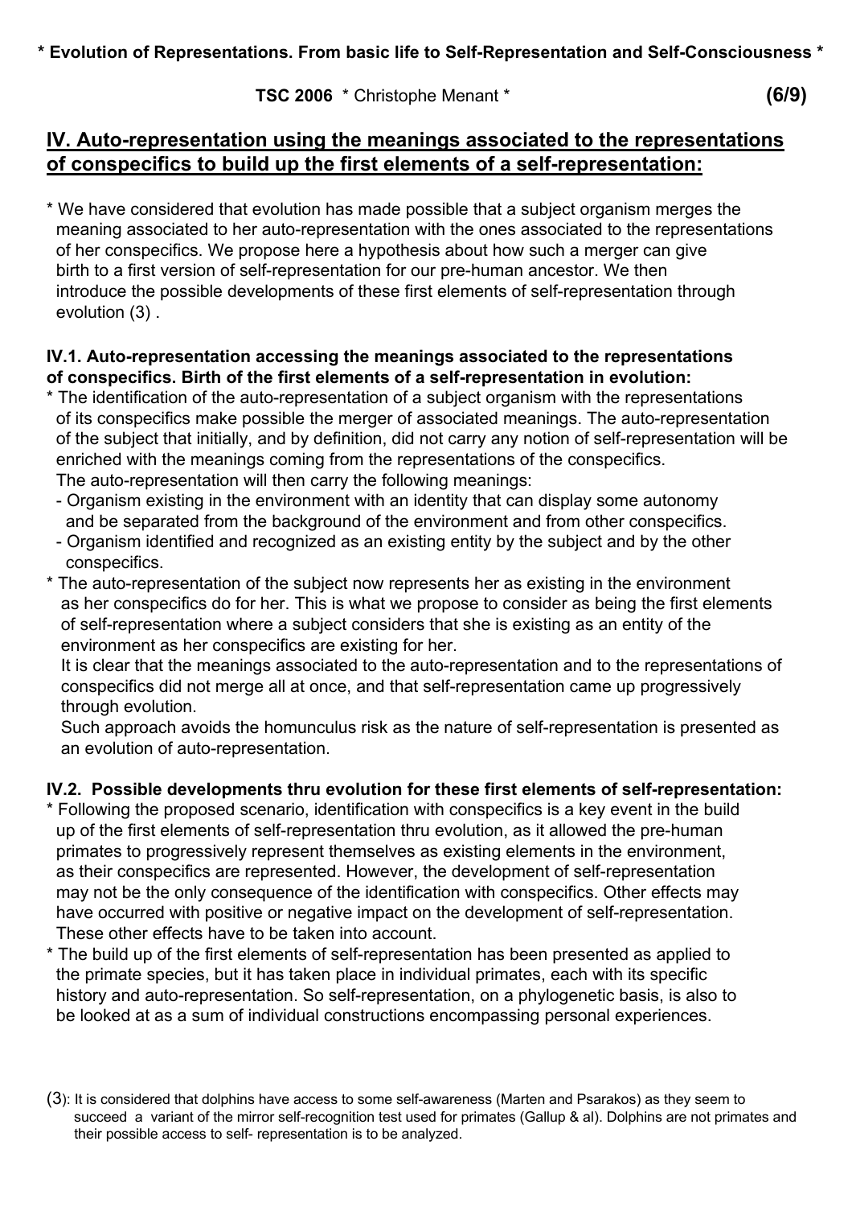## IV. Auto-representation using the meanings associated to the representations of conspecifics to build up the first elements of a self-representation:

* We have considered that evolution has made possible that a subject organism merges the meaning associated to her auto-representation with the ones associated to the representations of her conspecifics. We propose here a hypothesis about how such a merger can give birth to a first version of self-representation for our pre-human ancestor. We then introduce the possible developments of these first elements of self-representation through evolution (3) .

### IV.1. Auto-representation accessing the meanings associated to the representations of conspecifics. Birth of the first elements of a self-representation in evolution:

* The identification of the auto-representation of a subject organism with the representations of its conspecifics make possible the merger of associated meanings. The auto-representation of the subject that initially, and by definition, did not carry any notion of self-representation will be enriched with the meanings coming from the representations of the conspecifics.
  The auto-representation will then carry the following meanings:
  - Organism existing in the environment with an identity that can display some autonomy and be separated from the background of the environment and from other conspecifics.
  - Organism identified and recognized as an existing entity by the subject and by the other conspecifics.
* The auto-representation of the subject now represents her as existing in the environment as her conspecifics do for her. This is what we propose to consider as being the first elements of self-representation where a subject considers that she is existing as an entity of the environment as her conspecifics are existing for her.
  It is clear that the meanings associated to the auto-representation and to the representations of conspecifics did not merge all at once, and that self-representation came up progressively through evolution.
  Such approach avoids the homunculus risk as the nature of self-representation is presented as an evolution of auto-representation.

### IV.2. Possible developments thru evolution for these first elements of self-representation:

* Following the proposed scenario, identification with conspecifics is a key event in the build up of the first elements of self-representation thru evolution, as it allowed the pre-human primates to progressively represent themselves as existing elements in the environment, as their conspecifics are represented. However, the development of self-representation may not be the only consequence of the identification with conspecifics. Other effects may have occurred with positive or negative impact on the development of self-representation. These other effects have to be taken into account.
* The build up of the first elements of self-representation has been presented as applied to the primate species, but it has taken place in individual primates, each with its specific history and auto-representation. So self-representation, on a phylogenetic basis, is also to be looked at as a sum of individual constructions encompassing personal experiences.

(3): It is considered that dolphins have access to some self-awareness (Marten and Psarakos) as they seem to succeed a variant of the mirror self-recognition test used for primates (Gallup & al). Dolphins are not primates and their possible access to self- representation is to be analyzed.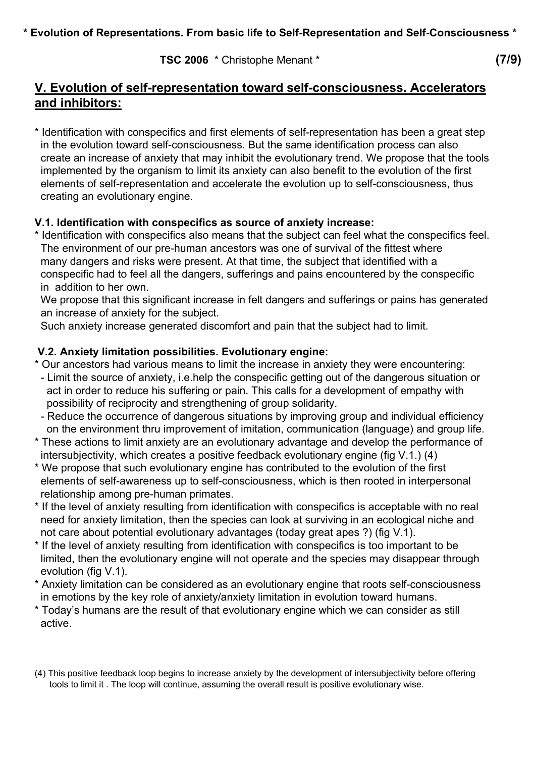## V. Evolution of self-representation toward self-consciousness. Accelerators and inhibitors:

* Identification with conspecifics and first elements of self-representation has been a great step in the evolution toward self-consciousness. But the same identification process can also create an increase of anxiety that may inhibit the evolutionary trend. We propose that the tools implemented by the organism to limit its anxiety can also benefit to the evolution of the first elements of self-representation and accelerate the evolution up to self-consciousness, thus creating an evolutionary engine.

### V.1. Identification with conspecifics as source of anxiety increase:

* Identification with conspecifics also means that the subject can feel what the conspecifics feel. The environment of our pre-human ancestors was one of survival of the fittest where many dangers and risks were present. At that time, the subject that identified with a conspecific had to feel all the dangers, sufferings and pains encountered by the conspecific in addition to her own.

  We propose that this significant increase in felt dangers and sufferings or pains has generated an increase of anxiety for the subject.

  Such anxiety increase generated discomfort and pain that the subject had to limit.

### V.2. Anxiety limitation possibilities. Evolutionary engine:

* Our ancestors had various means to limit the increase in anxiety they were encountering:
  - Limit the source of anxiety, i.e.help the conspecific getting out of the dangerous situation or act in order to reduce his suffering or pain. This calls for a development of empathy with possibility of reciprocity and strengthening of group solidarity.
  - Reduce the occurrence of dangerous situations by improving group and individual efficiency on the environment thru improvement of imitation, communication (language) and group life.
* These actions to limit anxiety are an evolutionary advantage and develop the performance of intersubjectivity, which creates a positive feedback evolutionary engine (fig V.1.) (4)
* We propose that such evolutionary engine has contributed to the evolution of the first elements of self-awareness up to self-consciousness, which is then rooted in interpersonal relationship among pre-human primates.
* If the level of anxiety resulting from identification with conspecifics is acceptable with no real need for anxiety limitation, then the species can look at surviving in an ecological niche and not care about potential evolutionary advantages (today great apes ?) (fig V.1).
* If the level of anxiety resulting from identification with conspecifics is too important to be limited, then the evolutionary engine will not operate and the species may disappear through evolution (fig V.1).
* Anxiety limitation can be considered as an evolutionary engine that roots self-consciousness in emotions by the key role of anxiety/anxiety limitation in evolution toward humans.
* Today's humans are the result of that evolutionary engine which we can consider as still active.

(4) This positive feedback loop begins to increase anxiety by the development of intersubjectivity before offering tools to limit it . The loop will continue, assuming the overall result is positive evolutionary wise.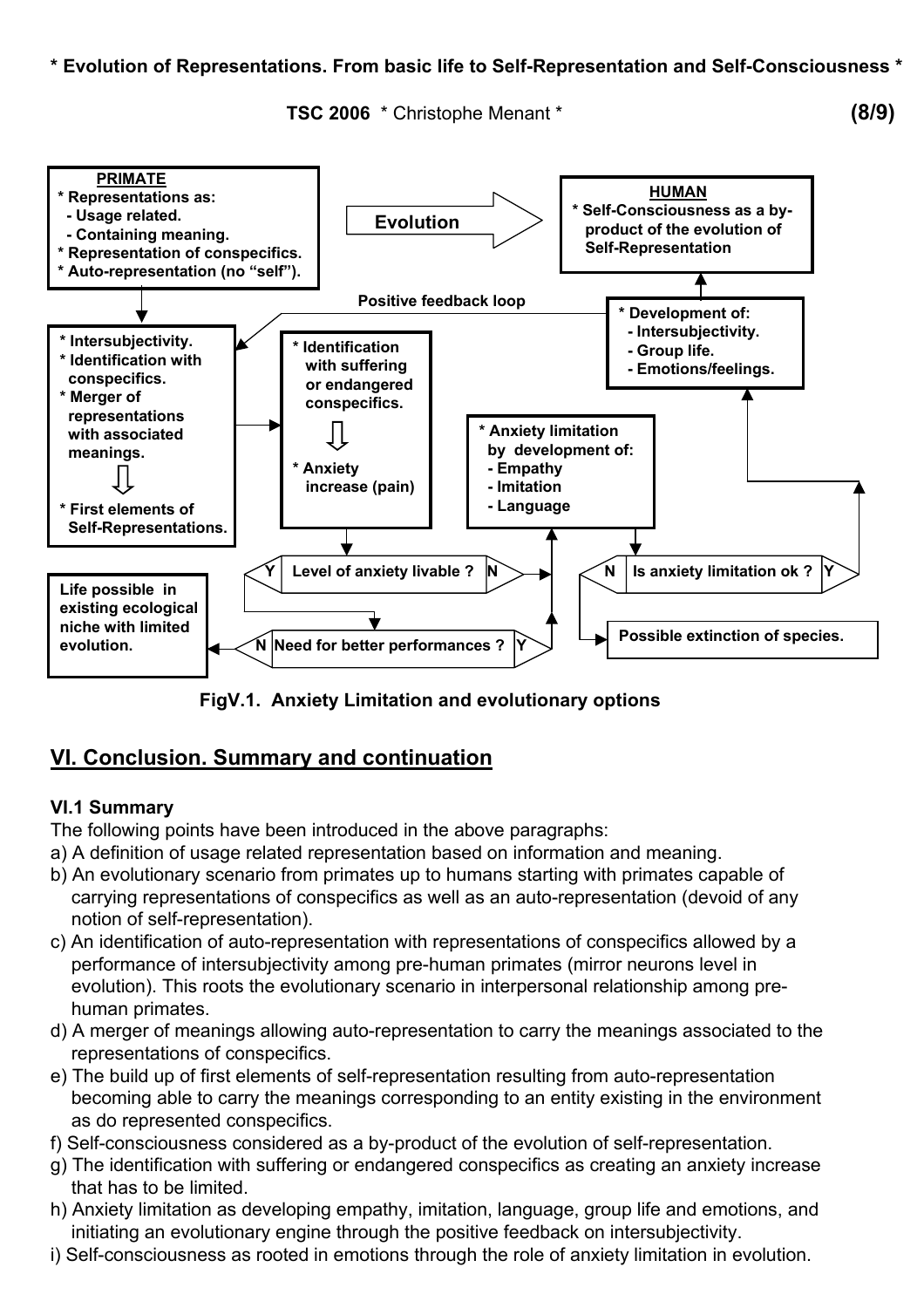**PRIMATE**
* Representations as:
  - Usage related.
  - Containing meaning.
* Representation of conspecifics.
* Auto-representation (no "self").

**Evolution**

**HUMAN**
* Self-Consciousness as a by-product of the evolution of Self-Representation

**Positive feedback loop**

* Development of:
  - Intersubjectivity.
  - Group life.
  - Emotions/feelings.

* Intersubjectivity.
* Identification with conspecifics.
* Merger of representations with associated meanings.

⇩

* First elements of Self-Representations.

* Identification with suffering or endangered conspecifics.

⇩

* Anxiety increase (pain)

* Anxiety limitation by development of:
  - Empathy
  - Imitation
  - Language

Y | Level of anxiety livable ? | N

N | Is anxiety limitation ok ? | Y

Life possible in existing ecological niche with limited evolution.

N | Need for better performances ? | Y

Possible extinction of species.

**FigV.1. Anxiety Limitation and evolutionary options**

## VI. Conclusion. Summary and continuation

### VI.1 Summary

The following points have been introduced in the above paragraphs:

a) A definition of usage related representation based on information and meaning.

b) An evolutionary scenario from primates up to humans starting with primates capable of carrying representations of conspecifics as well as an auto-representation (devoid of any notion of self-representation).

c) An identification of auto-representation with representations of conspecifics allowed by a performance of intersubjectivity among pre-human primates (mirror neurons level in evolution). This roots the evolutionary scenario in interpersonal relationship among pre-human primates.

d) A merger of meanings allowing auto-representation to carry the meanings associated to the representations of conspecifics.

e) The build up of first elements of self-representation resulting from auto-representation becoming able to carry the meanings corresponding to an entity existing in the environment as do represented conspecifics.

f) Self-consciousness considered as a by-product of the evolution of self-representation.

g) The identification with suffering or endangered conspecifics as creating an anxiety increase that has to be limited.

h) Anxiety limitation as developing empathy, imitation, language, group life and emotions, and initiating an evolutionary engine through the positive feedback on intersubjectivity.

i) Self-consciousness as rooted in emotions through the role of anxiety limitation in evolution.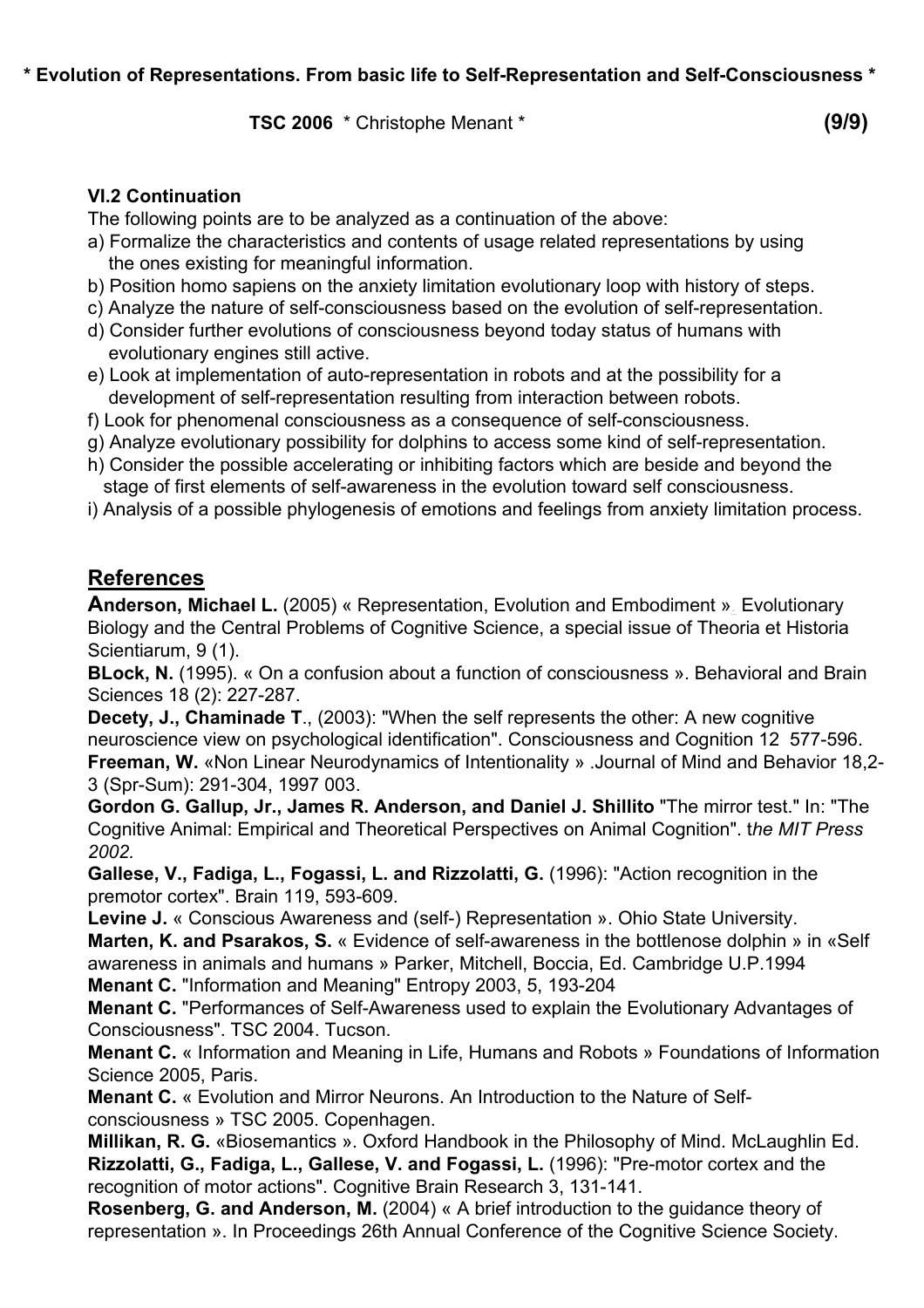### VI.2 Continuation

The following points are to be analyzed as a continuation of the above:

a) Formalize the characteristics and contents of usage related representations by using the ones existing for meaningful information.
b) Position homo sapiens on the anxiety limitation evolutionary loop with history of steps.
c) Analyze the nature of self-consciousness based on the evolution of self-representation.
d) Consider further evolutions of consciousness beyond today status of humans with evolutionary engines still active.
e) Look at implementation of auto-representation in robots and at the possibility for a development of self-representation resulting from interaction between robots.
f) Look for phenomenal consciousness as a consequence of self-consciousness.
g) Analyze evolutionary possibility for dolphins to access some kind of self-representation.
h) Consider the possible accelerating or inhibiting factors which are beside and beyond the stage of first elements of self-awareness in the evolution toward self consciousness.
i) Analysis of a possible phylogenesis of emotions and feelings from anxiety limitation process.

## References

**Anderson, Michael L.** (2005) « Representation, Evolution and Embodiment ». Evolutionary Biology and the Central Problems of Cognitive Science, a special issue of Theoria et Historia Scientiarum, 9 (1).

**BLock, N.** (1995). « On a confusion about a function of consciousness ». Behavioral and Brain Sciences 18 (2): 227-287.

**Decety, J., Chaminade T**., (2003): "When the self represents the other: A new cognitive neuroscience view on psychological identification". Consciousness and Cognition 12 577-596.

**Freeman, W.** «Non Linear Neurodynamics of Intentionality » .Journal of Mind and Behavior 18,2-3 (Spr-Sum): 291-304, 1997 003.

**Gordon G. Gallup, Jr., James R. Anderson, and Daniel J. Shillito** "The mirror test." In: "The Cognitive Animal: Empirical and Theoretical Perspectives on Animal Cognition". t*he MIT Press 2002.*

**Gallese, V., Fadiga, L., Fogassi, L. and Rizzolatti, G.** (1996): "Action recognition in the premotor cortex". Brain 119, 593-609.

**Levine J.** « Conscious Awareness and (self-) Representation ». Ohio State University.

**Marten, K. and Psarakos, S.** « Evidence of self-awareness in the bottlenose dolphin » in «Self awareness in animals and humans » Parker, Mitchell, Boccia, Ed. Cambridge U.P.1994

**Menant C.** "Information and Meaning" Entropy 2003, 5, 193-204

**Menant C.** "Performances of Self-Awareness used to explain the Evolutionary Advantages of Consciousness". TSC 2004. Tucson.

**Menant C.** « Information and Meaning in Life, Humans and Robots » Foundations of Information Science 2005, Paris.

**Menant C.** « Evolution and Mirror Neurons. An Introduction to the Nature of Self-consciousness » TSC 2005. Copenhagen.

**Millikan, R. G.** «Biosemantics ». Oxford Handbook in the Philosophy of Mind. McLaughlin Ed.

**Rizzolatti, G., Fadiga, L., Gallese, V. and Fogassi, L.** (1996): "Pre-motor cortex and the recognition of motor actions". Cognitive Brain Research 3, 131-141.

**Rosenberg, G. and Anderson, M.** (2004) « A brief introduction to the guidance theory of representation ». In Proceedings 26th Annual Conference of the Cognitive Science Society.